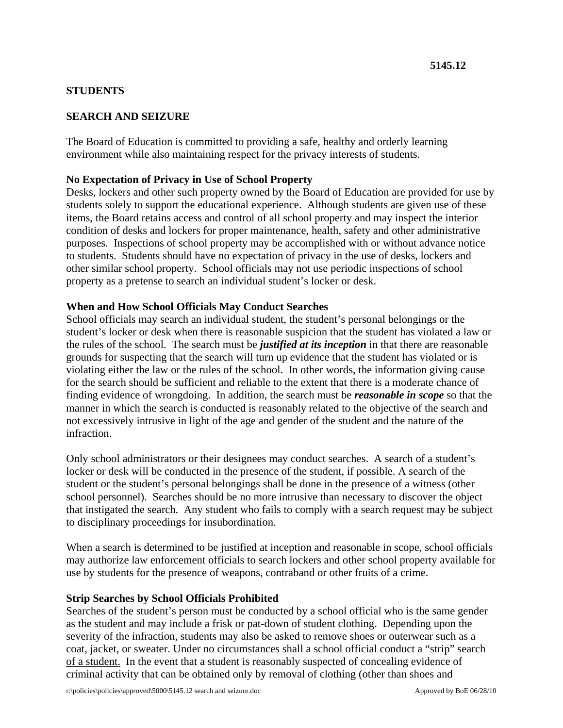5145.12

## STUDENTS

## SEARCH AND SEIZURE

The Board of Education is committed to providing a safe, healthy and orderly learning environment while also maintaining respect for the privacy interests of students.

### No Expectation of Privacy in Use of School Property

Desks, lockers and other such property owned by the Board of Education are provided for use by students solely to support the educational experience. Although students are given use of these items, the Board retains access and control of all school property and may inspect the interior condition of desks and lockers for proper maintenance, health, safety and other administrative purposes. Inspections of school property may be accomplished with or without advance notice to students. Students should have no expectation of privacy in the use of desks, lockers and other similar school property. School officials may not use periodic inspections of school property as a pretense to search an individual student's locker or desk.

### When and How School Officials May Conduct Searches

School officials may search an individual student, the student's personal belongings or the student's locker or desk when there is reasonable suspicion that the student has violated a law or the rules of the school. The search must be ***justified at its inception*** in that there are reasonable grounds for suspecting that the search will turn up evidence that the student has violated or is violating either the law or the rules of the school. In other words, the information giving cause for the search should be sufficient and reliable to the extent that there is a moderate chance of finding evidence of wrongdoing. In addition, the search must be ***reasonable in scope*** so that the manner in which the search is conducted is reasonably related to the objective of the search and not excessively intrusive in light of the age and gender of the student and the nature of the infraction.

Only school administrators or their designees may conduct searches. A search of a student's locker or desk will be conducted in the presence of the student, if possible. A search of the student or the student's personal belongings shall be done in the presence of a witness (other school personnel). Searches should be no more intrusive than necessary to discover the object that instigated the search. Any student who fails to comply with a search request may be subject to disciplinary proceedings for insubordination.

When a search is determined to be justified at inception and reasonable in scope, school officials may authorize law enforcement officials to search lockers and other school property available for use by students for the presence of weapons, contraband or other fruits of a crime.

### Strip Searches by School Officials Prohibited

Searches of the student's person must be conducted by a school official who is the same gender as the student and may include a frisk or pat-down of student clothing. Depending upon the severity of the infraction, students may also be asked to remove shoes or outerwear such as a coat, jacket, or sweater. <u>Under no circumstances shall a school official conduct a "strip" search of a student.</u> In the event that a student is reasonably suspected of concealing evidence of criminal activity that can be obtained only by removal of clothing (other than shoes and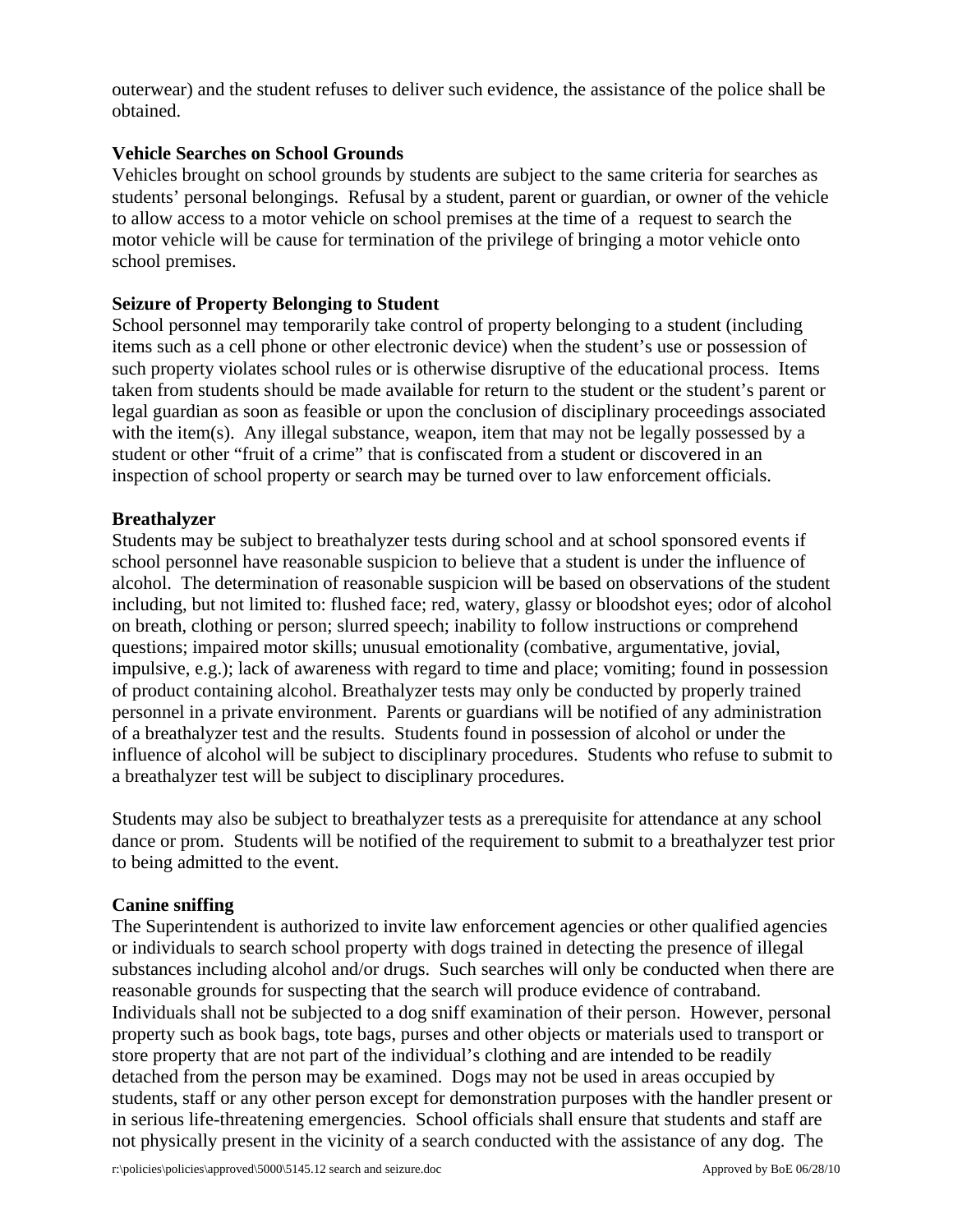outerwear) and the student refuses to deliver such evidence, the assistance of the police shall be obtained.

**Vehicle Searches on School Grounds**
Vehicles brought on school grounds by students are subject to the same criteria for searches as students' personal belongings. Refusal by a student, parent or guardian, or owner of the vehicle to allow access to a motor vehicle on school premises at the time of a request to search the motor vehicle will be cause for termination of the privilege of bringing a motor vehicle onto school premises.

**Seizure of Property Belonging to Student**
School personnel may temporarily take control of property belonging to a student (including items such as a cell phone or other electronic device) when the student's use or possession of such property violates school rules or is otherwise disruptive of the educational process. Items taken from students should be made available for return to the student or the student's parent or legal guardian as soon as feasible or upon the conclusion of disciplinary proceedings associated with the item(s). Any illegal substance, weapon, item that may not be legally possessed by a student or other "fruit of a crime" that is confiscated from a student or discovered in an inspection of school property or search may be turned over to law enforcement officials.

**Breathalyzer**
Students may be subject to breathalyzer tests during school and at school sponsored events if school personnel have reasonable suspicion to believe that a student is under the influence of alcohol. The determination of reasonable suspicion will be based on observations of the student including, but not limited to: flushed face; red, watery, glassy or bloodshot eyes; odor of alcohol on breath, clothing or person; slurred speech; inability to follow instructions or comprehend questions; impaired motor skills; unusual emotionality (combative, argumentative, jovial, impulsive, e.g.); lack of awareness with regard to time and place; vomiting; found in possession of product containing alcohol. Breathalyzer tests may only be conducted by properly trained personnel in a private environment. Parents or guardians will be notified of any administration of a breathalyzer test and the results. Students found in possession of alcohol or under the influence of alcohol will be subject to disciplinary procedures. Students who refuse to submit to a breathalyzer test will be subject to disciplinary procedures.

Students may also be subject to breathalyzer tests as a prerequisite for attendance at any school dance or prom. Students will be notified of the requirement to submit to a breathalyzer test prior to being admitted to the event.

**Canine sniffing**
The Superintendent is authorized to invite law enforcement agencies or other qualified agencies or individuals to search school property with dogs trained in detecting the presence of illegal substances including alcohol and/or drugs. Such searches will only be conducted when there are reasonable grounds for suspecting that the search will produce evidence of contraband. Individuals shall not be subjected to a dog sniff examination of their person. However, personal property such as book bags, tote bags, purses and other objects or materials used to transport or store property that are not part of the individual's clothing and are intended to be readily detached from the person may be examined. Dogs may not be used in areas occupied by students, staff or any other person except for demonstration purposes with the handler present or in serious life-threatening emergencies. School officials shall ensure that students and staff are not physically present in the vicinity of a search conducted with the assistance of any dog. The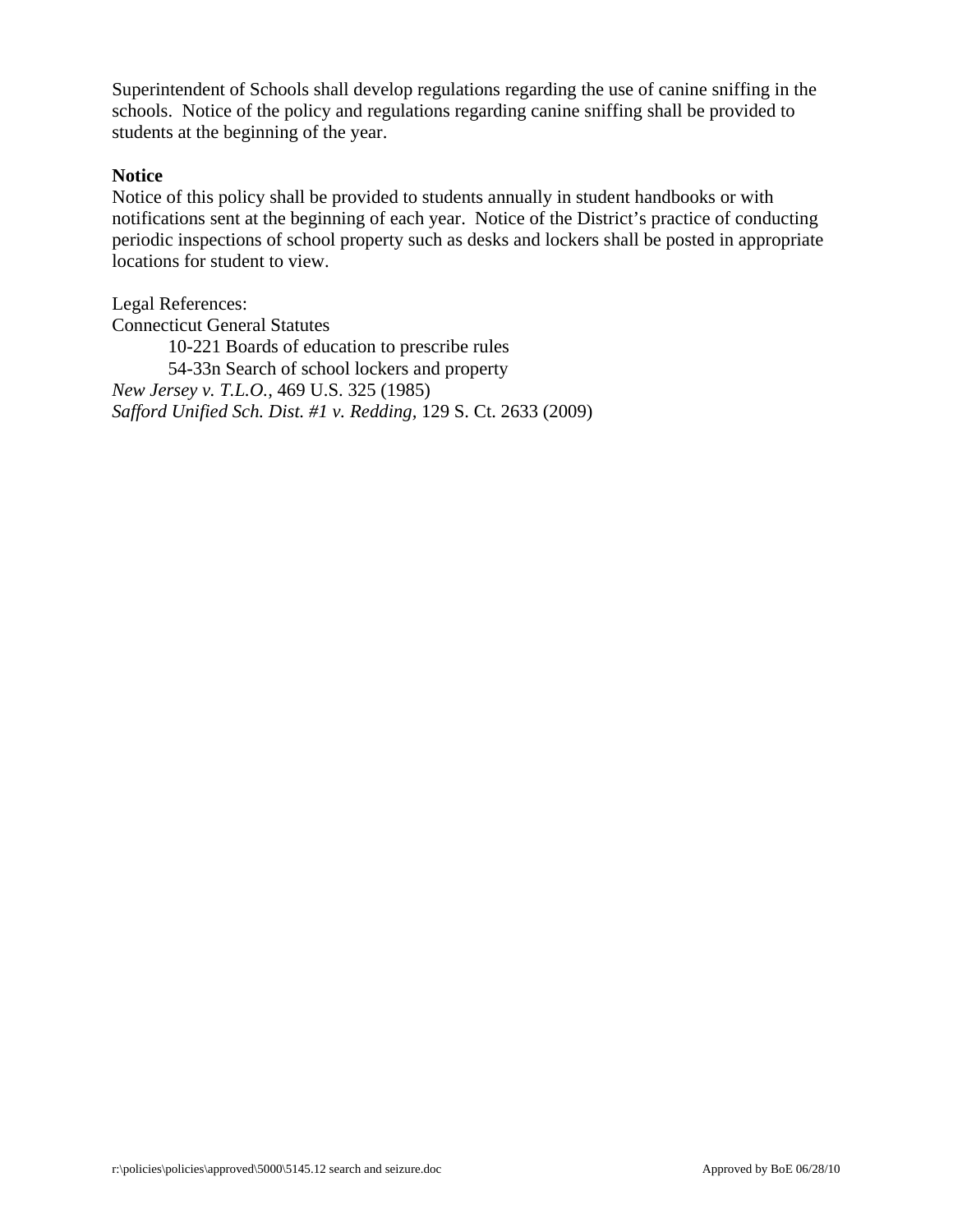Superintendent of Schools shall develop regulations regarding the use of canine sniffing in the schools. Notice of the policy and regulations regarding canine sniffing shall be provided to students at the beginning of the year.

**Notice**

Notice of this policy shall be provided to students annually in student handbooks or with notifications sent at the beginning of each year. Notice of the District's practice of conducting periodic inspections of school property such as desks and lockers shall be posted in appropriate locations for student to view.

Legal References:

Connecticut General Statutes

10-221 Boards of education to prescribe rules

54-33n Search of school lockers and property

*New Jersey v. T.L.O.*, 469 U.S. 325 (1985)

*Safford Unified Sch. Dist. #1 v. Redding*, 129 S. Ct. 2633 (2009)

r:\policies\policies\approved\5000\5145.12 search and seizure.doc Approved by BoE 06/28/10